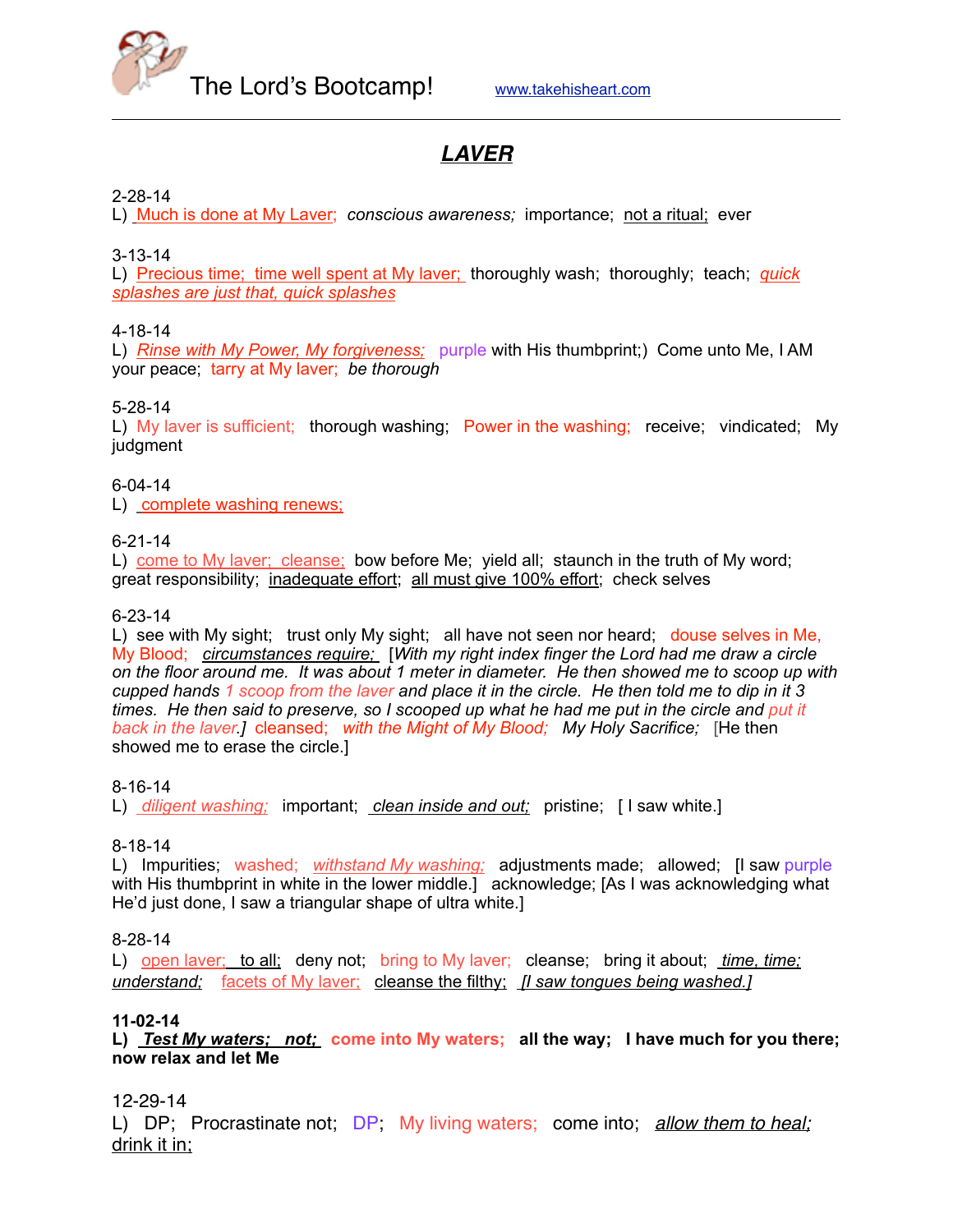The Lord's Bootcamp! www.takehisheart.com

# ***LAVER***

2-28-14
L) Much is done at My Laver; *conscious awareness;* importance; not a ritual; ever

3-13-14
L) Precious time; time well spent at My laver; thoroughly wash; thoroughly; teach; *quick splashes are just that, quick splashes*

4-18-14
L) *Rinse with My Power, My forgiveness;* purple with His thumbprint;) Come unto Me, I AM your peace; tarry at My laver; *be thorough*

5-28-14
L) My laver is sufficient; thorough washing; Power in the washing; receive; vindicated; My judgment

6-04-14
L) complete washing renews;

6-21-14
L) come to My laver; cleanse; bow before Me; yield all; staunch in the truth of My word; great responsibility; inadequate effort; all must give 100% effort; check selves

6-23-14
L) see with My sight; trust only My sight; all have not seen nor heard; douse selves in Me, My Blood; *circumstances require;* [*With my right index finger the Lord had me draw a circle on the floor around me. It was about 1 meter in diameter. He then showed me to scoop up with cupped hands 1 scoop from the laver and place it in the circle. He then told me to dip in it 3 times. He then said to preserve, so I scooped up what he had me put in the circle and put it back in the laver.*] cleansed; *with the Might of My Blood; My Holy Sacrifice;* [He then showed me to erase the circle.]

8-16-14
L) *diligent washing;* important; *clean inside and out;* pristine; [ I saw white.]

8-18-14
L) Impurities; washed; *withstand My washing;* adjustments made; allowed; [I saw purple with His thumbprint in white in the lower middle.] acknowledge; [As I was acknowledging what He'd just done, I saw a triangular shape of ultra white.]

8-28-14
L) open laver; to all; deny not; bring to My laver; cleanse; bring it about; *time, time; understand;* facets of My laver; cleanse the filthy; *[I saw tongues being washed.]*

**11-02-14**
**L) *Test My waters; not;* come into My waters; all the way; I have much for you there; now relax and let Me**

12-29-14
L) DP; Procrastinate not; DP; My living waters; come into; *allow them to heal;* drink it in;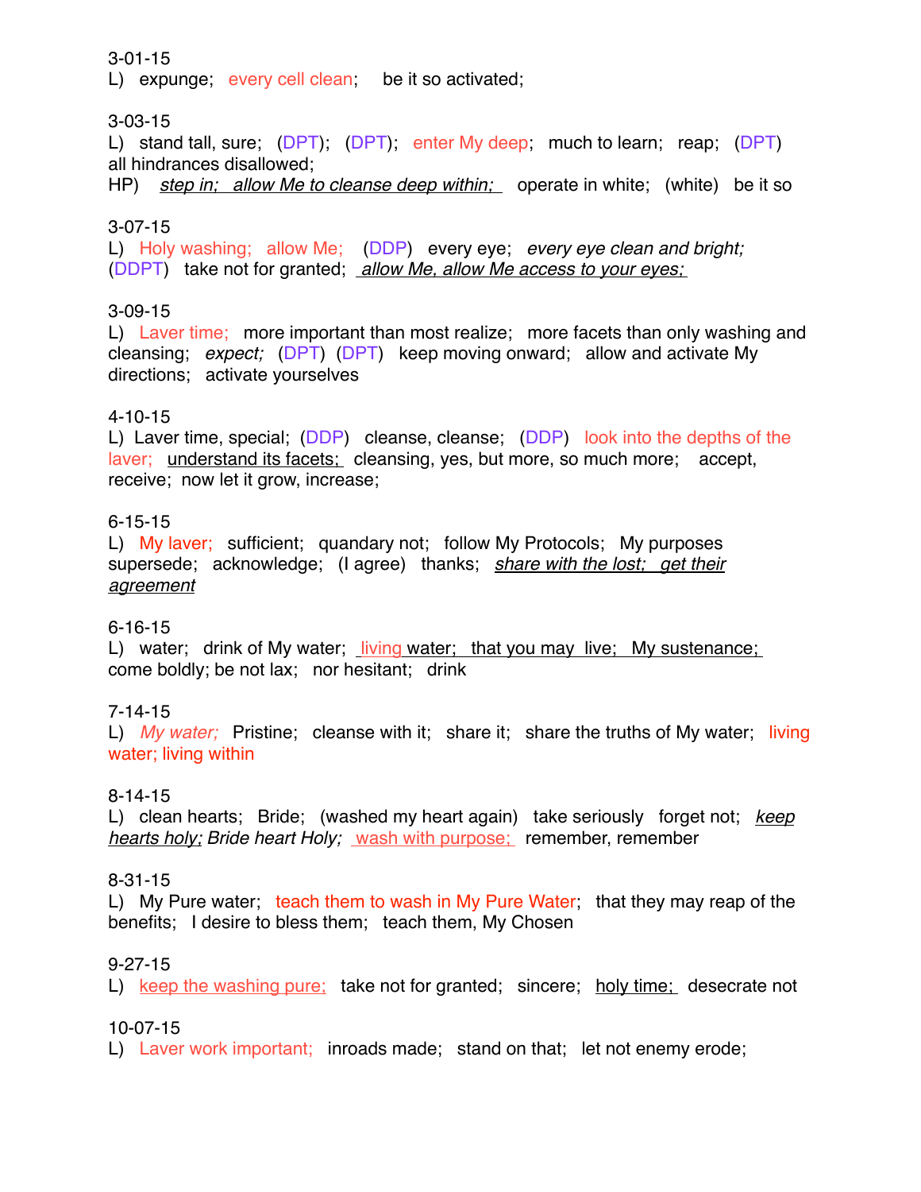3-01-15
L) expunge; every cell clean; be it so activated;

3-03-15
L) stand tall, sure; (DPT); (DPT); enter My deep; much to learn; reap; (DPT) all hindrances disallowed;
HP) *step in; allow Me to cleanse deep within;* operate in white; (white) be it so

3-07-15
L) Holy washing; allow Me; (DDP) every eye; *every eye clean and bright;* (DDPT) take not for granted; *allow Me, allow Me access to your eyes;*

3-09-15
L) Laver time; more important than most realize; more facets than only washing and cleansing; *expect;* (DPT) (DPT) keep moving onward; allow and activate My directions; activate yourselves

4-10-15
L) Laver time, special; (DDP) cleanse, cleanse; (DDP) look into the depths of the laver; understand its facets; cleansing, yes, but more, so much more; accept, receive; now let it grow, increase;

6-15-15
L) My laver; sufficient; quandary not; follow My Protocols; My purposes supersede; acknowledge; (I agree) thanks; *share with the lost; get their agreement*

6-16-15
L) water; drink of My water; living water; that you may live; My sustenance; come boldly; be not lax; nor hesitant; drink

7-14-15
L) *My water;* Pristine; cleanse with it; share it; share the truths of My water; living water; living within

8-14-15
L) clean hearts; Bride; (washed my heart again) take seriously forget not; *keep hearts holy; Bride heart Holy;* wash with purpose; remember, remember

8-31-15
L) My Pure water; teach them to wash in My Pure Water; that they may reap of the benefits; I desire to bless them; teach them, My Chosen

9-27-15
L) keep the washing pure; take not for granted; sincere; holy time; desecrate not

10-07-15
L) Laver work important; inroads made; stand on that; let not enemy erode;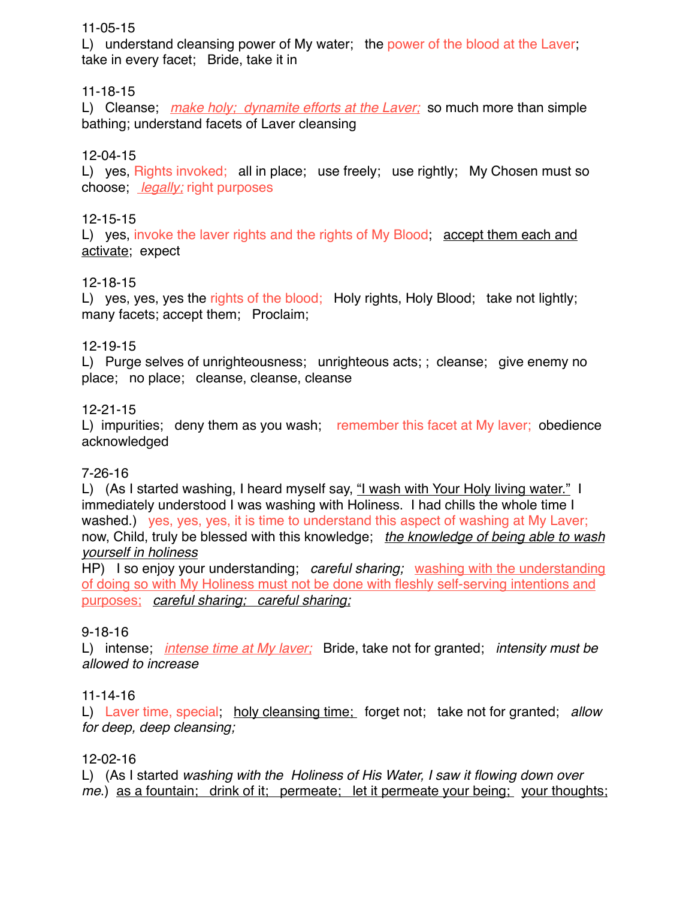11-05-15

L) understand cleansing power of My water; the power of the blood at the Laver; take in every facet; Bride, take it in

11-18-15

L) Cleanse; *make holy; dynamite efforts at the Laver;* so much more than simple bathing; understand facets of Laver cleansing

12-04-15

L) yes, Rights invoked; all in place; use freely; use rightly; My Chosen must so choose; *legally;* right purposes

12-15-15

L) yes, invoke the laver rights and the rights of My Blood; accept them each and activate; expect

12-18-15

L) yes, yes, yes the rights of the blood; Holy rights, Holy Blood; take not lightly; many facets; accept them; Proclaim;

12-19-15

L) Purge selves of unrighteousness; unrighteous acts; ; cleanse; give enemy no place; no place; cleanse, cleanse, cleanse

12-21-15

L) impurities; deny them as you wash; remember this facet at My laver; obedience acknowledged

7-26-16

L) (As I started washing, I heard myself say, "I wash with Your Holy living water." I immediately understood I was washing with Holiness. I had chills the whole time I washed.) yes, yes, yes, it is time to understand this aspect of washing at My Laver; now, Child, truly be blessed with this knowledge; *the knowledge of being able to wash yourself in holiness*

HP) I so enjoy your understanding; *careful sharing;* washing with the understanding of doing so with My Holiness must not be done with fleshly self-serving intentions and purposes; *careful sharing; careful sharing;*

9-18-16

L) intense; *intense time at My laver;* Bride, take not for granted; *intensity must be allowed to increase*

11-14-16

L) Laver time, special; holy cleansing time; forget not; take not for granted; *allow for deep, deep cleansing;*

12-02-16

L) (As I started *washing with the Holiness of His Water, I saw it flowing down over me.*) as a fountain; drink of it; permeate; let it permeate your being; your thoughts;